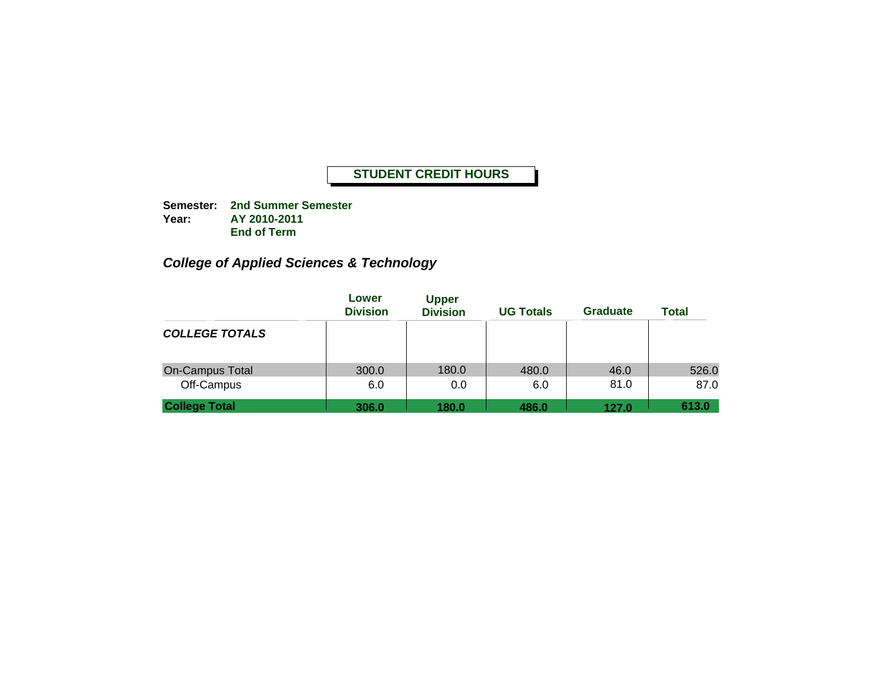# STUDENT CREDIT HOURS

**Semester:** **2nd Summer Semester**
**Year:** **AY 2010-2011**
**End of Term**

## *College of Applied Sciences & Technology*

| | Lower Division | Upper Division | UG Totals | Graduate | Total |
|---|---|---|---|---|---|
| ***COLLEGE TOTALS*** | | | | | |
| On-Campus Total | 300.0 | 180.0 | 480.0 | 46.0 | 526.0 |
| Off-Campus | 6.0 | 0.0 | 6.0 | 81.0 | 87.0 |
| **College Total** | **306.0** | **180.0** | **486.0** | **127.0** | **613.0** |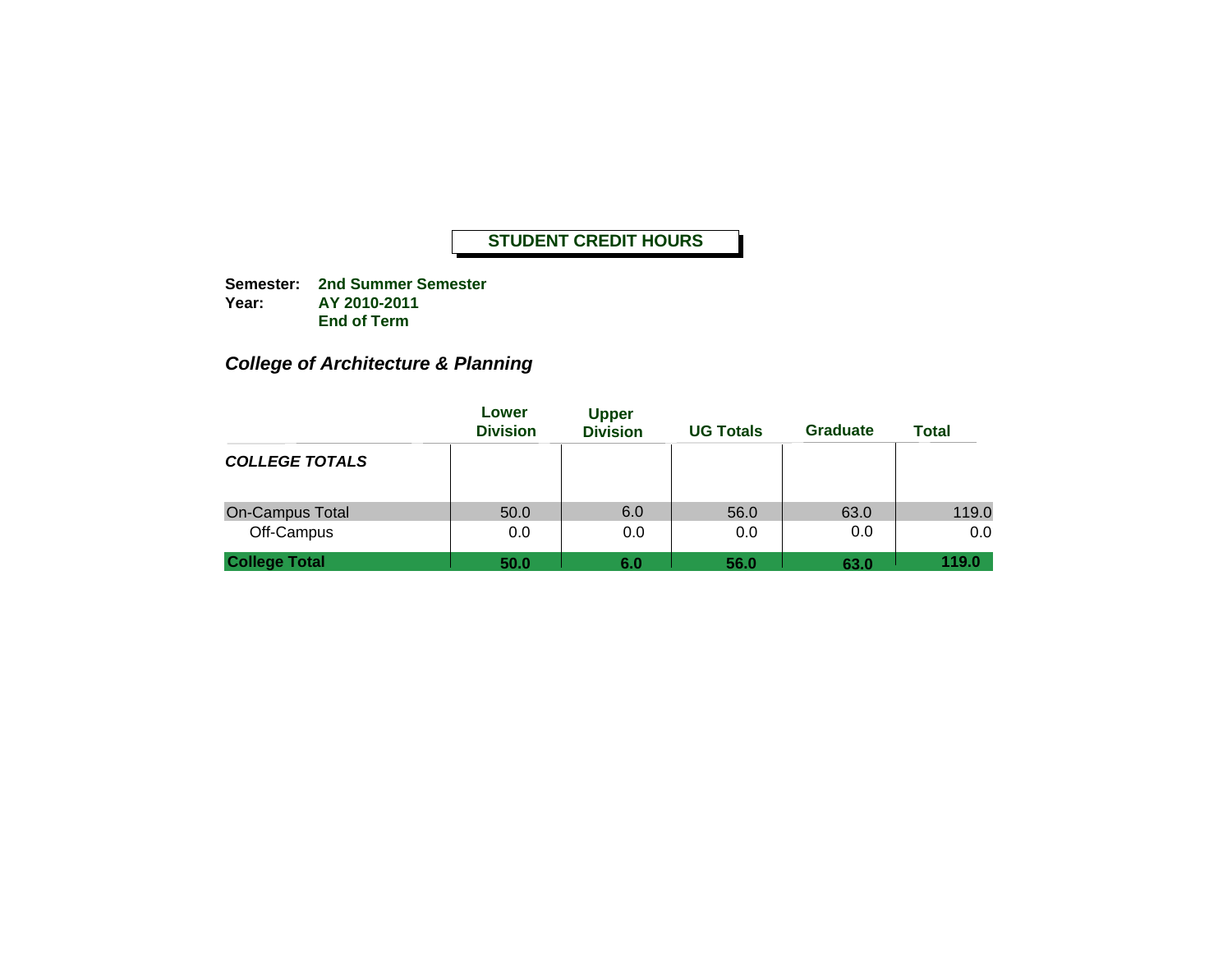# STUDENT CREDIT HOURS

**Semester:** **2nd Summer Semester**
**Year:** **AY 2010-2011**
**End of Term**

## *College of Architecture & Planning*

| | Lower Division | Upper Division | UG Totals | Graduate | Total |
|---|---|---|---|---|---|
| ***COLLEGE TOTALS*** | | | | | |
| On-Campus Total | 50.0 | 6.0 | 56.0 | 63.0 | 119.0 |
| Off-Campus | 0.0 | 0.0 | 0.0 | 0.0 | 0.0 |
| **College Total** | **50.0** | **6.0** | **56.0** | **63.0** | **119.0** |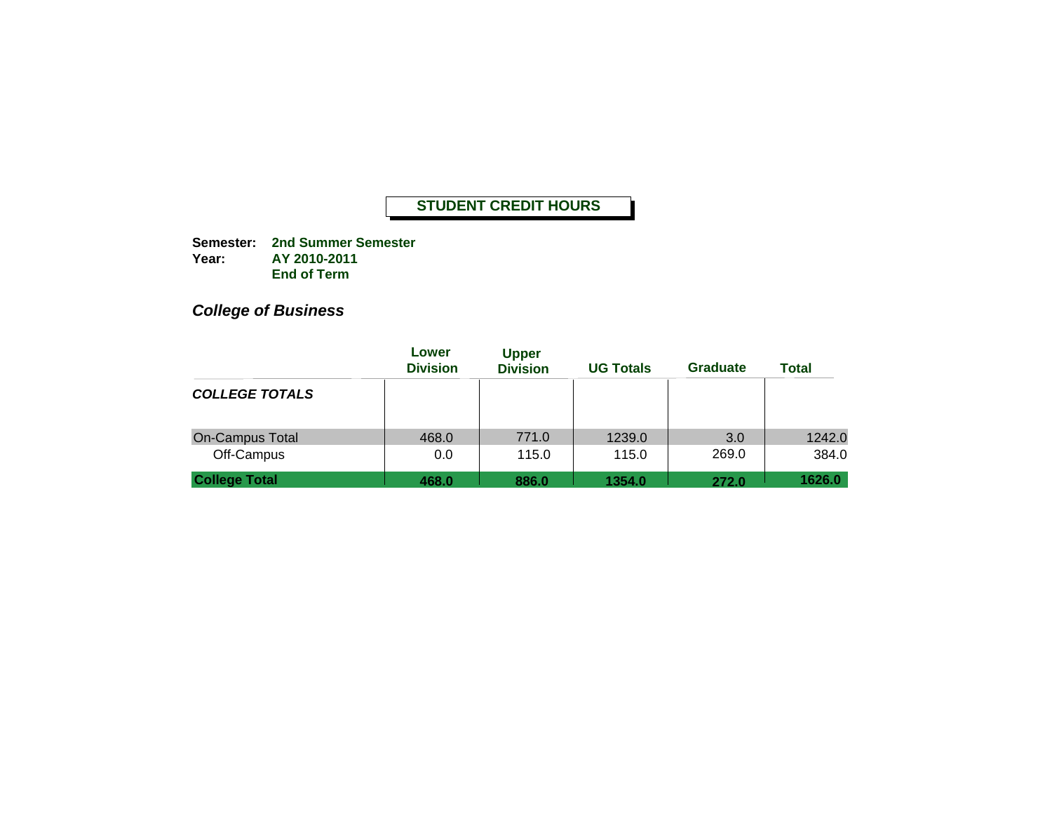**STUDENT CREDIT HOURS**

**Semester:** **2nd Summer Semester**
**Year:** **AY 2010-2011**
**End of Term**

## *College of Business*

| | Lower Division | Upper Division | UG Totals | Graduate | Total |
|---|---|---|---|---|---|
| ***COLLEGE TOTALS*** | | | | | |
| On-Campus Total | 468.0 | 771.0 | 1239.0 | 3.0 | 1242.0 |
| Off-Campus | 0.0 | 115.0 | 115.0 | 269.0 | 384.0 |
| **College Total** | **468.0** | **886.0** | **1354.0** | **272.0** | **1626.0** |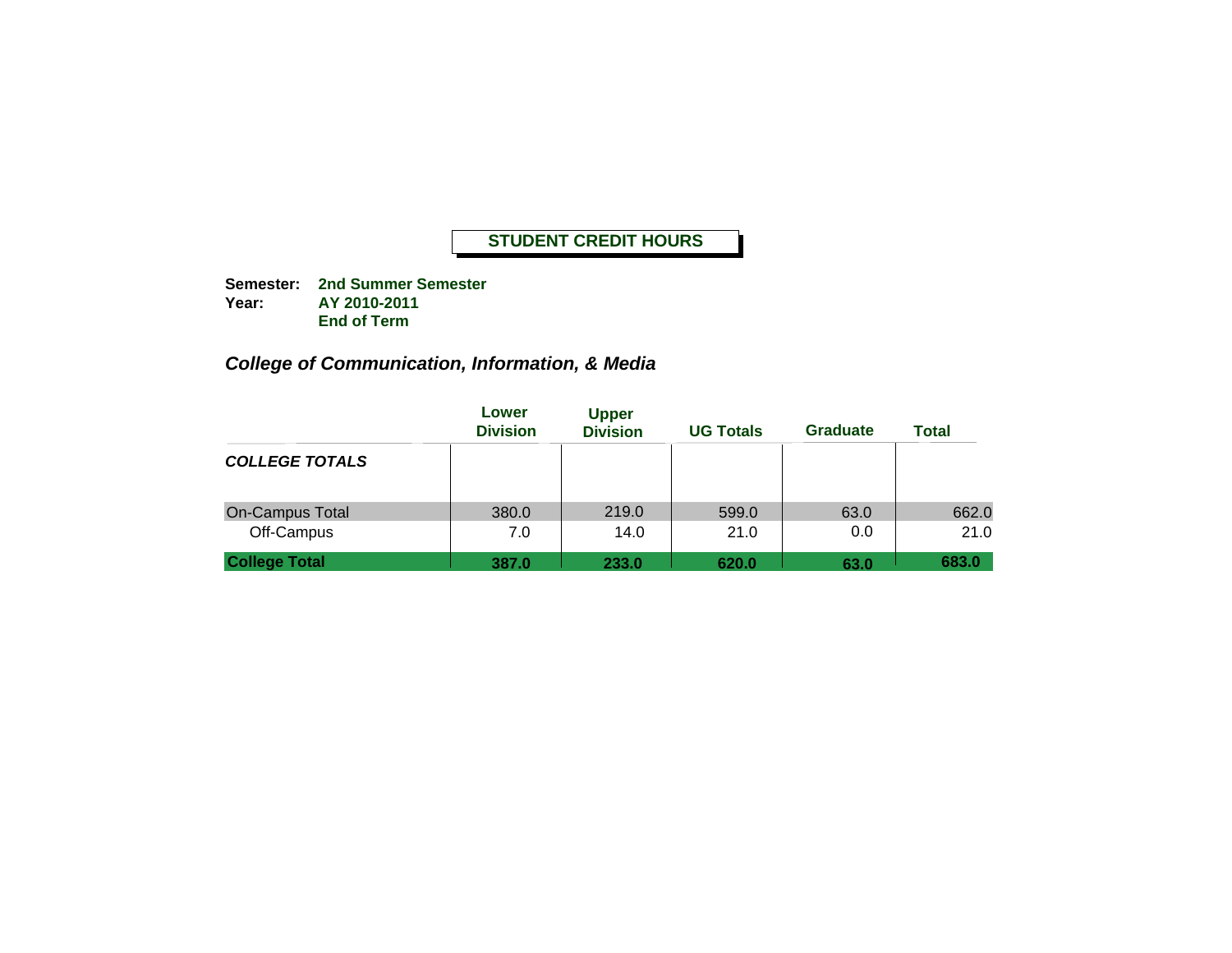**STUDENT CREDIT HOURS**

**Semester:** **2nd Summer Semester**
**Year:** **AY 2010-2011**
**End of Term**

### *College of Communication, Information, & Media*

| | Lower Division | Upper Division | UG Totals | Graduate | Total |
|---|---|---|---|---|---|
| ***COLLEGE TOTALS*** | | | | | |
| On-Campus Total | 380.0 | 219.0 | 599.0 | 63.0 | 662.0 |
| Off-Campus | 7.0 | 14.0 | 21.0 | 0.0 | 21.0 |
| **College Total** | **387.0** | **233.0** | **620.0** | **63.0** | **683.0** |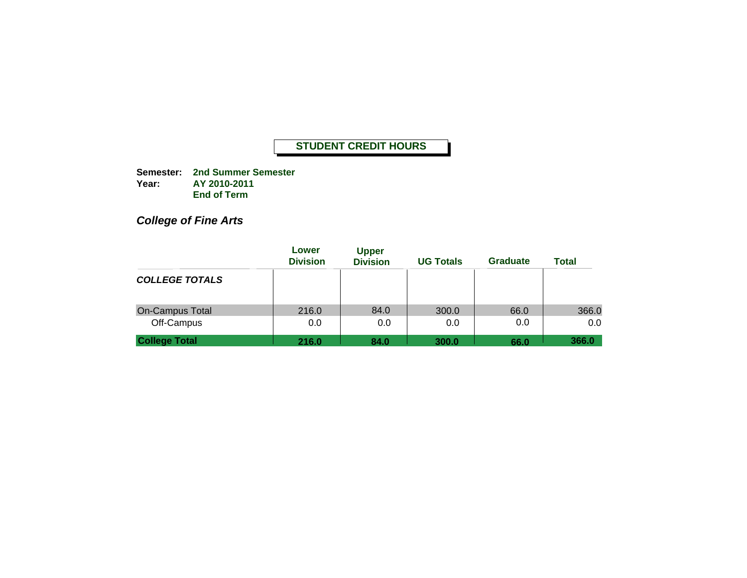## STUDENT CREDIT HOURS

**Semester:** **2nd Summer Semester**
**Year:** **AY 2010-2011**
**End of Term**

### *College of Fine Arts*

| | Lower Division | Upper Division | UG Totals | Graduate | Total |
|---|---|---|---|---|---|
| ***COLLEGE TOTALS*** | | | | | |
| On-Campus Total | 216.0 | 84.0 | 300.0 | 66.0 | 366.0 |
| Off-Campus | 0.0 | 0.0 | 0.0 | 0.0 | 0.0 |
| **College Total** | **216.0** | **84.0** | **300.0** | **66.0** | **366.0** |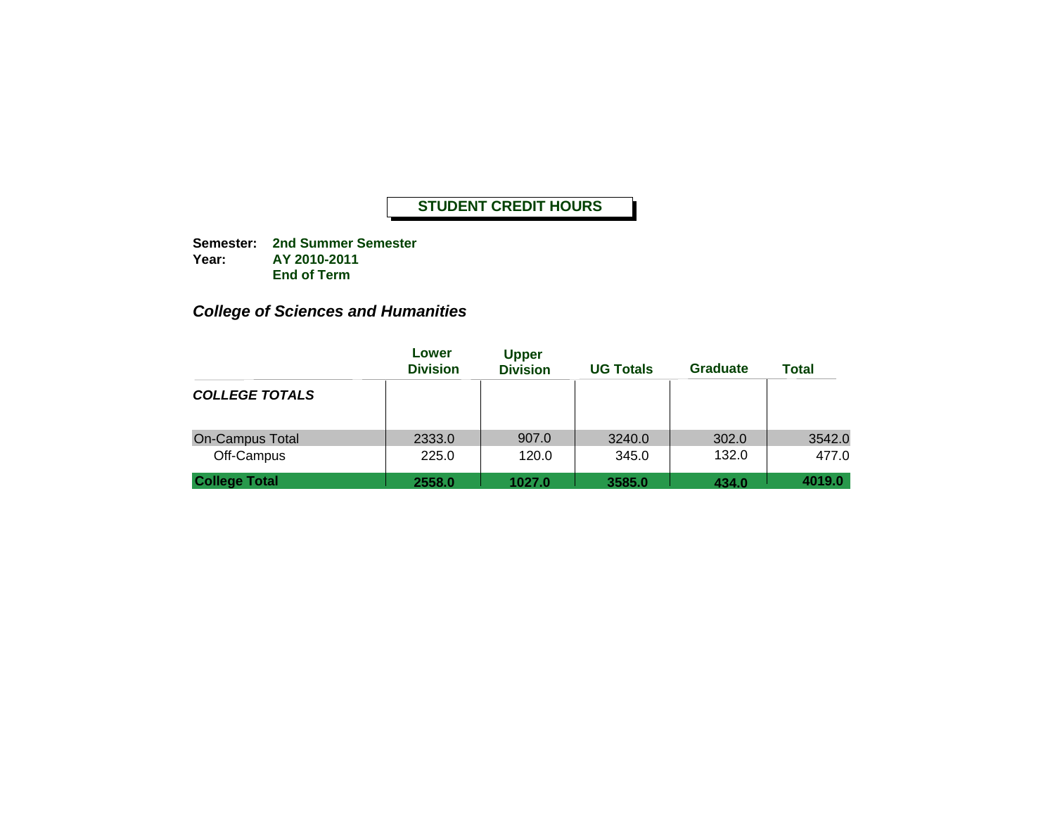# STUDENT CREDIT HOURS

**Semester:** **2nd Summer Semester**
**Year:** **AY 2010-2011**
**End of Term**

## *College of Sciences and Humanities*

| | Lower Division | Upper Division | UG Totals | Graduate | Total |
|---|---|---|---|---|---|
| ***COLLEGE TOTALS*** | | | | | |
| On-Campus Total | 2333.0 | 907.0 | 3240.0 | 302.0 | 3542.0 |
| Off-Campus | 225.0 | 120.0 | 345.0 | 132.0 | 477.0 |
| **College Total** | **2558.0** | **1027.0** | **3585.0** | **434.0** | **4019.0** |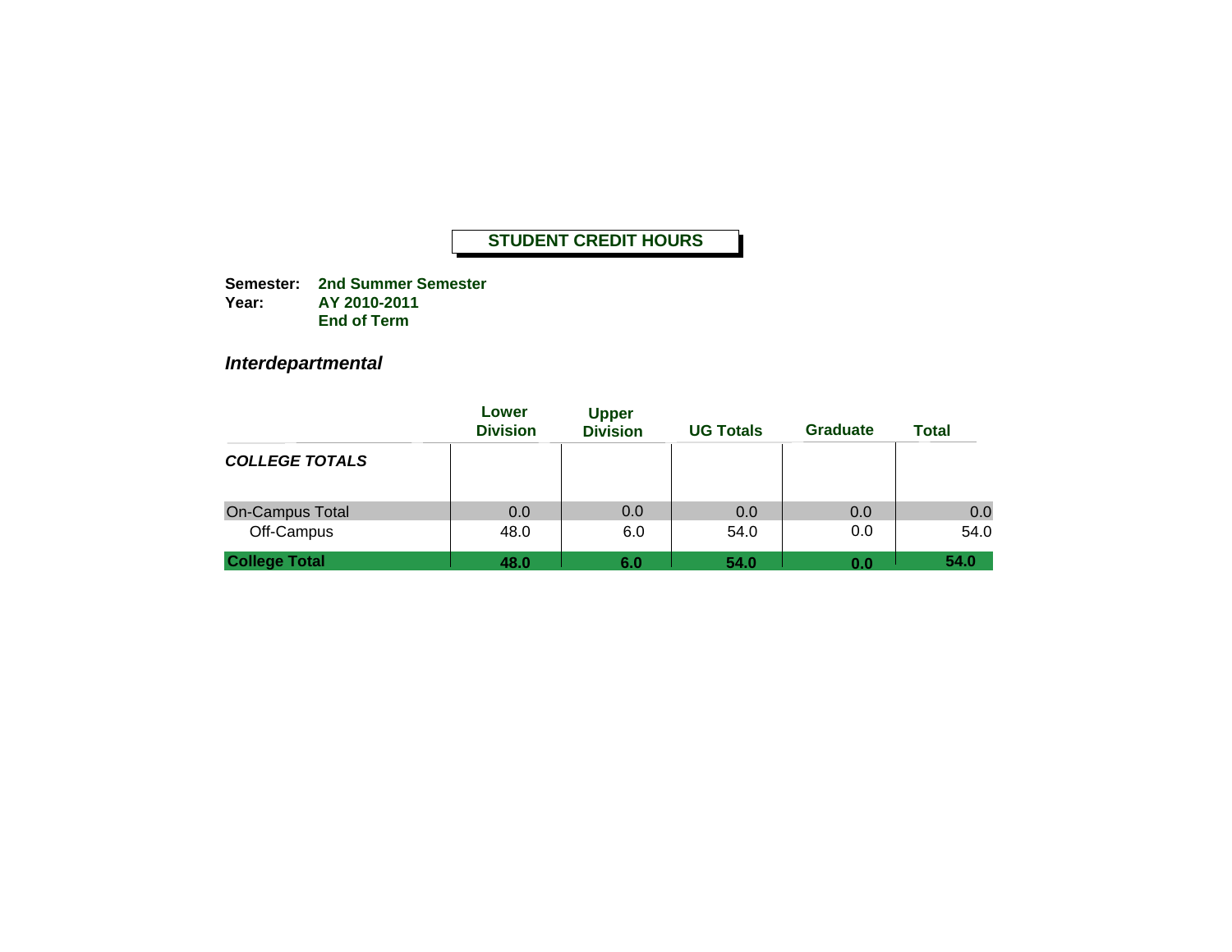**STUDENT CREDIT HOURS**

**Semester:** **2nd Summer Semester**
**Year:** **AY 2010-2011**
**End of Term**

## *Interdepartmental*

| | Lower Division | Upper Division | UG Totals | Graduate | Total |
|---|---|---|---|---|---|
| ***COLLEGE TOTALS*** | | | | | |
| On-Campus Total | 0.0 | 0.0 | 0.0 | 0.0 | 0.0 |
| Off-Campus | 48.0 | 6.0 | 54.0 | 0.0 | 54.0 |
| **College Total** | **48.0** | **6.0** | **54.0** | **0.0** | **54.0** |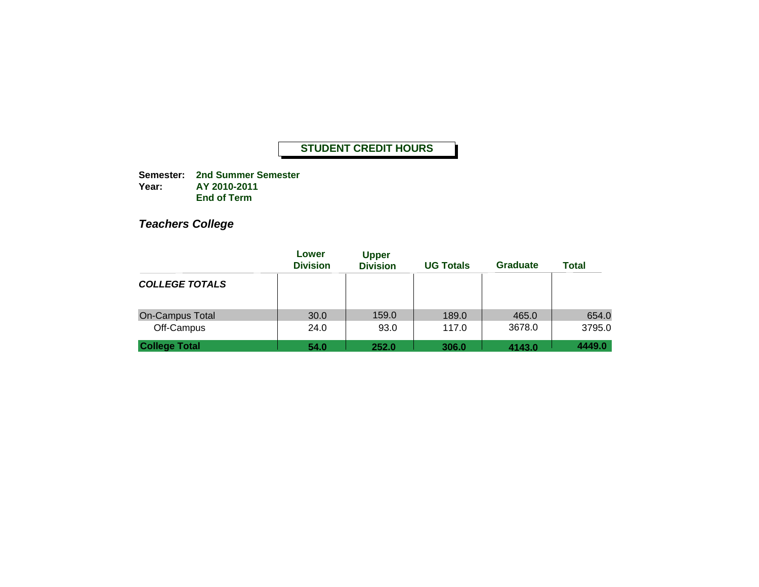**STUDENT CREDIT HOURS**

**Semester:** **2nd Summer Semester**
**Year:** **AY 2010-2011**
**End of Term**

### *Teachers College*

| | Lower Division | Upper Division | UG Totals | Graduate | Total |
|---|---|---|---|---|---|
| ***COLLEGE TOTALS*** | | | | | |
| On-Campus Total | 30.0 | 159.0 | 189.0 | 465.0 | 654.0 |
| Off-Campus | 24.0 | 93.0 | 117.0 | 3678.0 | 3795.0 |
| **College Total** | **54.0** | **252.0** | **306.0** | **4143.0** | **4449.0** |